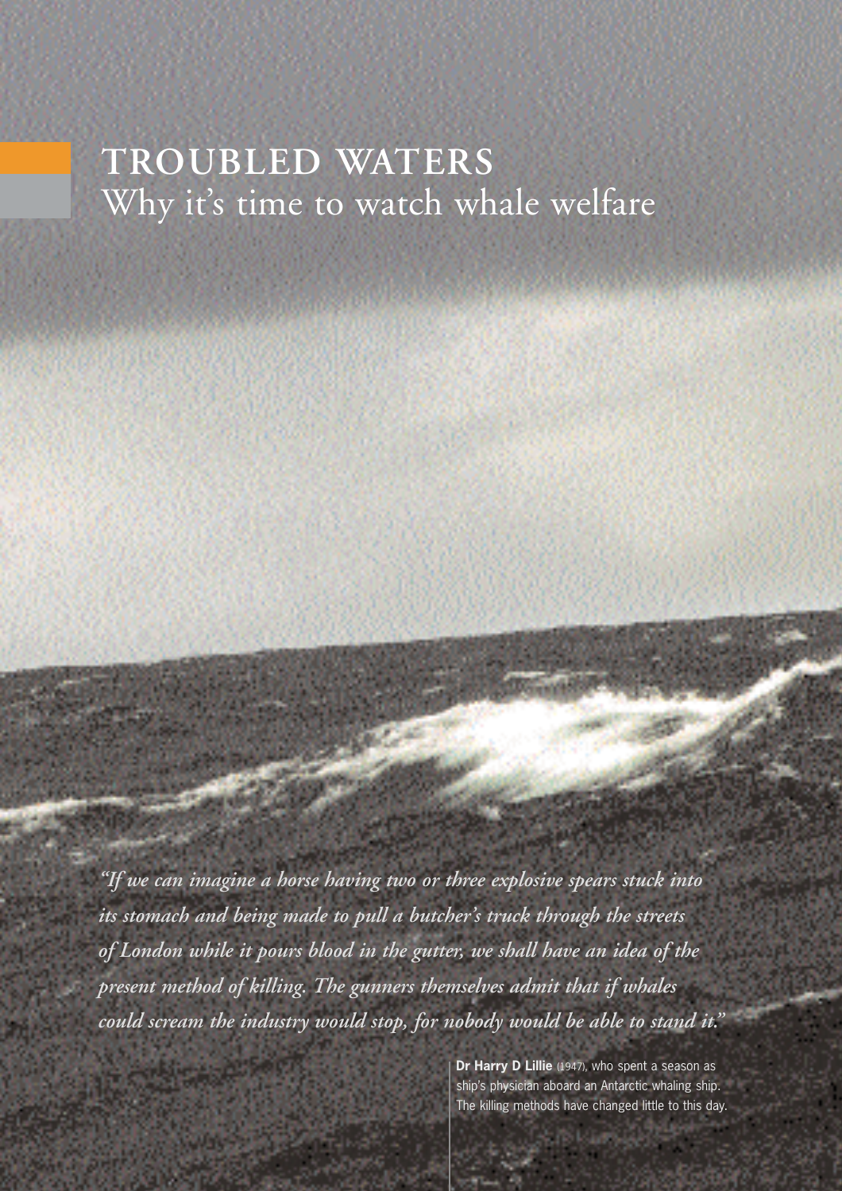# TROUBLED WATERS
## Why it's time to watch whale welfare

*"If we can imagine a horse having two or three explosive spears stuck into its stomach and being made to pull a butcher's truck through the streets of London while it pours blood in the gutter, we shall have an idea of the present method of killing. The gunners themselves admit that if whales could scream the industry would stop, for nobody would be able to stand it."*

**Dr Harry D Lillie** (1947), who spent a season as ship's physician aboard an Antarctic whaling ship. The killing methods have changed little to this day.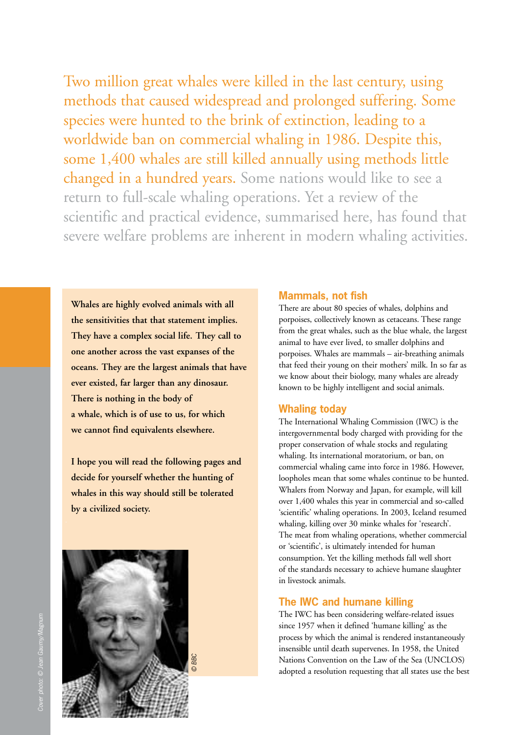Two million great whales were killed in the last century, using methods that caused widespread and prolonged suffering. Some species were hunted to the brink of extinction, leading to a worldwide ban on commercial whaling in 1986. Despite this, some 1,400 whales are still killed annually using methods little changed in a hundred years. Some nations would like to see a return to full-scale whaling operations. Yet a review of the scientific and practical evidence, summarised here, has found that severe welfare problems are inherent in modern whaling activities.

**Whales are highly evolved animals with all the sensitivities that that statement implies. They have a complex social life. They call to one another across the vast expanses of the oceans. They are the largest animals that have ever existed, far larger than any dinosaur. There is nothing in the body of a whale, which is of use to us, for which we cannot find equivalents elsewhere.**

**I hope you will read the following pages and decide for yourself whether the hunting of whales in this way should still be tolerated by a civilized society.**

© BBC

## Mammals, not fish

There are about 80 species of whales, dolphins and porpoises, collectively known as cetaceans. These range from the great whales, such as the blue whale, the largest animal to have ever lived, to smaller dolphins and porpoises. Whales are mammals – air-breathing animals that feed their young on their mothers' milk. In so far as we know about their biology, many whales are already known to be highly intelligent and social animals.

## Whaling today

The International Whaling Commission (IWC) is the intergovernmental body charged with providing for the proper conservation of whale stocks and regulating whaling. Its international moratorium, or ban, on commercial whaling came into force in 1986. However, loopholes mean that some whales continue to be hunted. Whalers from Norway and Japan, for example, will kill over 1,400 whales this year in commercial and so-called 'scientific' whaling operations. In 2003, Iceland resumed whaling, killing over 30 minke whales for 'research'. The meat from whaling operations, whether commercial or 'scientific', is ultimately intended for human consumption. Yet the killing methods fall well short of the standards necessary to achieve humane slaughter in livestock animals.

## The IWC and humane killing

The IWC has been considering welfare-related issues since 1957 when it defined 'humane killing' as the process by which the animal is rendered instantaneously insensible until death supervenes. In 1958, the United Nations Convention on the Law of the Sea (UNCLOS) adopted a resolution requesting that all states use the best

*Cover photo: © Jean Gaumy/Magnum*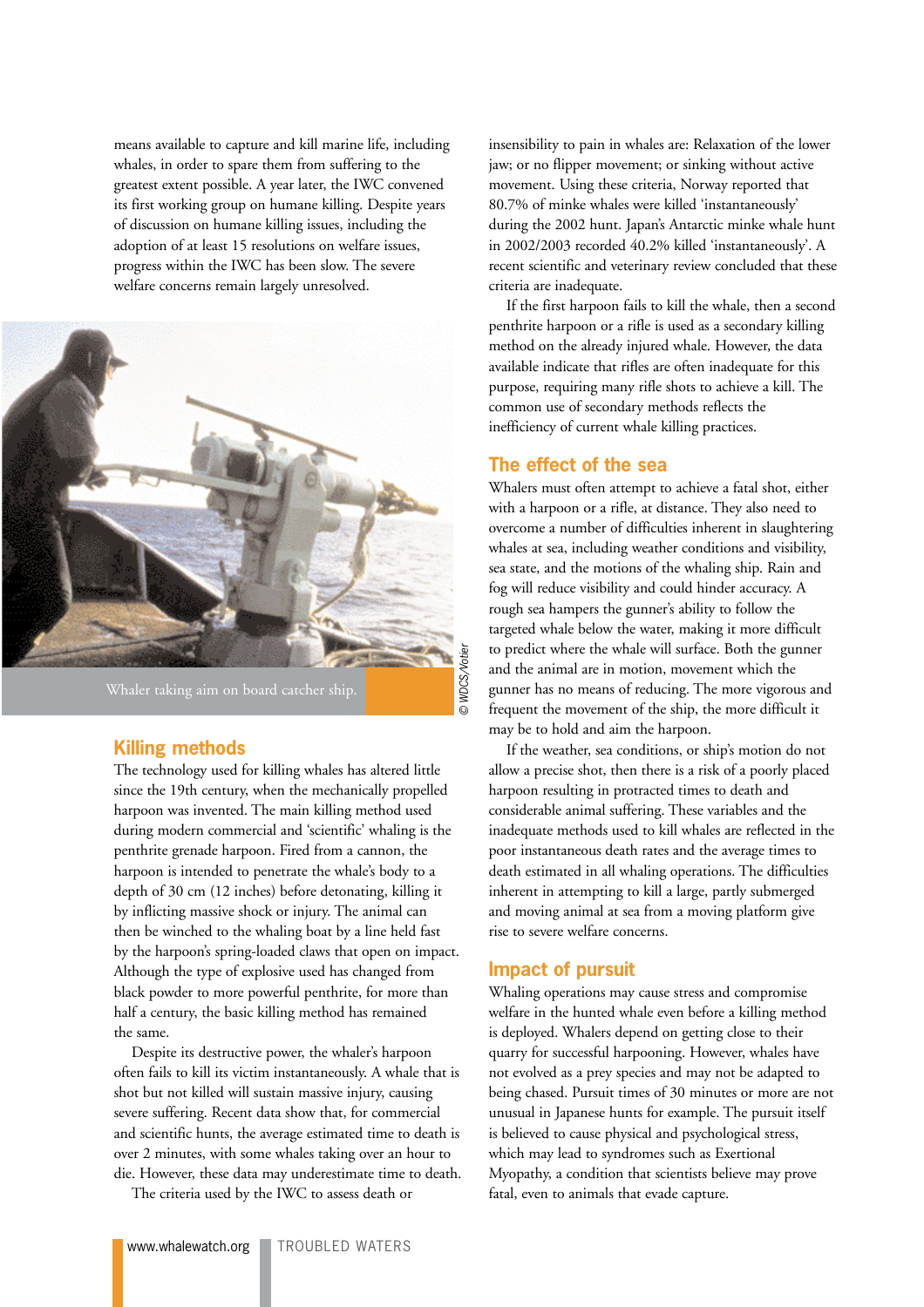means available to capture and kill marine life, including whales, in order to spare them from suffering to the greatest extent possible. A year later, the IWC convened its first working group on humane killing. Despite years of discussion on humane killing issues, including the adoption of at least 15 resolutions on welfare issues, progress within the IWC has been slow. The severe welfare concerns remain largely unresolved.

Whaler taking aim on board catcher ship.

© WDCS/Votier

## Killing methods

The technology used for killing whales has altered little since the 19th century, when the mechanically propelled harpoon was invented. The main killing method used during modern commercial and 'scientific' whaling is the penthrite grenade harpoon. Fired from a cannon, the harpoon is intended to penetrate the whale's body to a depth of 30 cm (12 inches) before detonating, killing it by inflicting massive shock or injury. The animal can then be winched to the whaling boat by a line held fast by the harpoon's spring-loaded claws that open on impact. Although the type of explosive used has changed from black powder to more powerful penthrite, for more than half a century, the basic killing method has remained the same.

Despite its destructive power, the whaler's harpoon often fails to kill its victim instantaneously. A whale that is shot but not killed will sustain massive injury, causing severe suffering. Recent data show that, for commercial and scientific hunts, the average estimated time to death is over 2 minutes, with some whales taking over an hour to die. However, these data may underestimate time to death.

The criteria used by the IWC to assess death or insensibility to pain in whales are: Relaxation of the lower jaw; or no flipper movement; or sinking without active movement. Using these criteria, Norway reported that 80.7% of minke whales were killed 'instantaneously' during the 2002 hunt. Japan's Antarctic minke whale hunt in 2002/2003 recorded 40.2% killed 'instantaneously'. A recent scientific and veterinary review concluded that these criteria are inadequate.

If the first harpoon fails to kill the whale, then a second penthrite harpoon or a rifle is used as a secondary killing method on the already injured whale. However, the data available indicate that rifles are often inadequate for this purpose, requiring many rifle shots to achieve a kill. The common use of secondary methods reflects the inefficiency of current whale killing practices.

## The effect of the sea

Whalers must often attempt to achieve a fatal shot, either with a harpoon or a rifle, at distance. They also need to overcome a number of difficulties inherent in slaughtering whales at sea, including weather conditions and visibility, sea state, and the motions of the whaling ship. Rain and fog will reduce visibility and could hinder accuracy. A rough sea hampers the gunner's ability to follow the targeted whale below the water, making it more difficult to predict where the whale will surface. Both the gunner and the animal are in motion, movement which the gunner has no means of reducing. The more vigorous and frequent the movement of the ship, the more difficult it may be to hold and aim the harpoon.

If the weather, sea conditions, or ship's motion do not allow a precise shot, then there is a risk of a poorly placed harpoon resulting in protracted times to death and considerable animal suffering. These variables and the inadequate methods used to kill whales are reflected in the poor instantaneous death rates and the average times to death estimated in all whaling operations. The difficulties inherent in attempting to kill a large, partly submerged and moving animal at sea from a moving platform give rise to severe welfare concerns.

## Impact of pursuit

Whaling operations may cause stress and compromise welfare in the hunted whale even before a killing method is deployed. Whalers depend on getting close to their quarry for successful harpooning. However, whales have not evolved as a prey species and may not be adapted to being chased. Pursuit times of 30 minutes or more are not unusual in Japanese hunts for example. The pursuit itself is believed to cause physical and psychological stress, which may lead to syndromes such as Exertional Myopathy, a condition that scientists believe may prove fatal, even to animals that evade capture.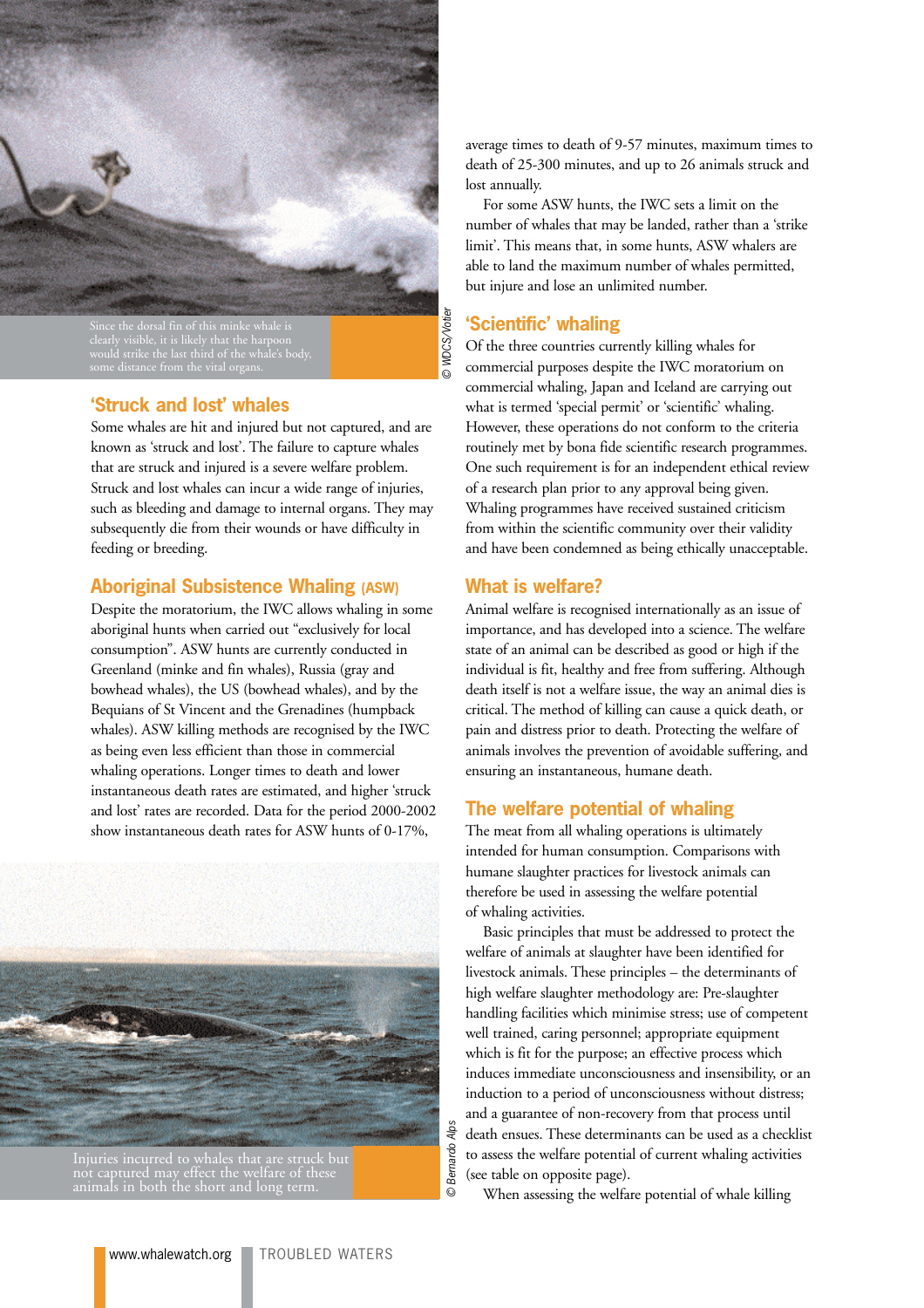Since the dorsal fin of this minke whale is clearly visible, it is likely that the harpoon would strike the last third of the whale's body, some distance from the vital organs.

© WDCS/Votier

## 'Struck and lost' whales

Some whales are hit and injured but not captured, and are known as 'struck and lost'. The failure to capture whales that are struck and injured is a severe welfare problem. Struck and lost whales can incur a wide range of injuries, such as bleeding and damage to internal organs. They may subsequently die from their wounds or have difficulty in feeding or breeding.

## Aboriginal Subsistence Whaling (ASW)

Despite the moratorium, the IWC allows whaling in some aboriginal hunts when carried out "exclusively for local consumption". ASW hunts are currently conducted in Greenland (minke and fin whales), Russia (gray and bowhead whales), the US (bowhead whales), and by the Bequians of St Vincent and the Grenadines (humpback whales). ASW killing methods are recognised by the IWC as being even less efficient than those in commercial whaling operations. Longer times to death and lower instantaneous death rates are estimated, and higher 'struck and lost' rates are recorded. Data for the period 2000-2002 show instantaneous death rates for ASW hunts of 0-17%, average times to death of 9-57 minutes, maximum times to death of 25-300 minutes, and up to 26 animals struck and lost annually.

For some ASW hunts, the IWC sets a limit on the number of whales that may be landed, rather than a 'strike limit'. This means that, in some hunts, ASW whalers are able to land the maximum number of whales permitted, but injure and lose an unlimited number.

Injuries incurred to whales that are struck but not captured may effect the welfare of these animals in both the short and long term.

© Bernardo Alps

## 'Scientific' whaling

Of the three countries currently killing whales for commercial purposes despite the IWC moratorium on commercial whaling, Japan and Iceland are carrying out what is termed 'special permit' or 'scientific' whaling. However, these operations do not conform to the criteria routinely met by bona fide scientific research programmes. One such requirement is for an independent ethical review of a research plan prior to any approval being given. Whaling programmes have received sustained criticism from within the scientific community over their validity and have been condemned as being ethically unacceptable.

## What is welfare?

Animal welfare is recognised internationally as an issue of importance, and has developed into a science. The welfare state of an animal can be described as good or high if the individual is fit, healthy and free from suffering. Although death itself is not a welfare issue, the way an animal dies is critical. The method of killing can cause a quick death, or pain and distress prior to death. Protecting the welfare of animals involves the prevention of avoidable suffering, and ensuring an instantaneous, humane death.

## The welfare potential of whaling

The meat from all whaling operations is ultimately intended for human consumption. Comparisons with humane slaughter practices for livestock animals can therefore be used in assessing the welfare potential of whaling activities.

Basic principles that must be addressed to protect the welfare of animals at slaughter have been identified for livestock animals. These principles – the determinants of high welfare slaughter methodology are: Pre-slaughter handling facilities which minimise stress; use of competent well trained, caring personnel; appropriate equipment which is fit for the purpose; an effective process which induces immediate unconsciousness and insensibility, or an induction to a period of unconsciousness without distress; and a guarantee of non-recovery from that process until death ensues. These determinants can be used as a checklist to assess the welfare potential of current whaling activities (see table on opposite page).

When assessing the welfare potential of whale killing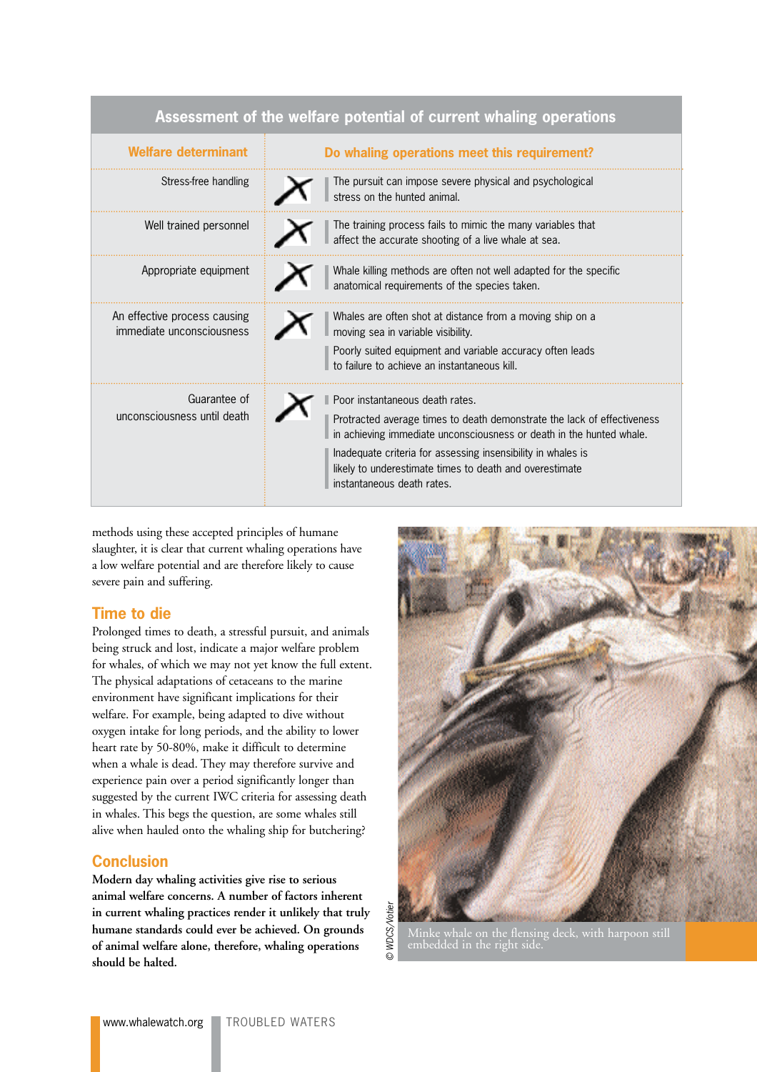## Assessment of the welfare potential of current whaling operations

| Welfare determinant | Do whaling operations meet this requirement? |
|---|---|
| Stress-free handling | ✗ The pursuit can impose severe physical and psychological stress on the hunted animal. |
| Well trained personnel | ✗ The training process fails to mimic the many variables that affect the accurate shooting of a live whale at sea. |
| Appropriate equipment | ✗ Whale killing methods are often not well adapted for the specific anatomical requirements of the species taken. |
| An effective process causing immediate unconsciousness | ✗ Whales are often shot at distance from a moving ship on a moving sea in variable visibility. Poorly suited equipment and variable accuracy often leads to failure to achieve an instantaneous kill. |
| Guarantee of unconsciousness until death | ✗ Poor instantaneous death rates. Protracted average times to death demonstrate the lack of effectiveness in achieving immediate unconsciousness or death in the hunted whale. Inadequate criteria for assessing insensibility in whales is likely to underestimate times to death and overestimate instantaneous death rates. |

methods using these accepted principles of humane slaughter, it is clear that current whaling operations have a low welfare potential and are therefore likely to cause severe pain and suffering.

## Time to die

Prolonged times to death, a stressful pursuit, and animals being struck and lost, indicate a major welfare problem for whales, of which we may not yet know the full extent. The physical adaptations of cetaceans to the marine environment have significant implications for their welfare. For example, being adapted to dive without oxygen intake for long periods, and the ability to lower heart rate by 50-80%, make it difficult to determine when a whale is dead. They may therefore survive and experience pain over a period significantly longer than suggested by the current IWC criteria for assessing death in whales. This begs the question, are some whales still alive when hauled onto the whaling ship for butchering?

## Conclusion

**Modern day whaling activities give rise to serious animal welfare concerns. A number of factors inherent in current whaling practices render it unlikely that truly humane standards could ever be achieved. On grounds of animal welfare alone, therefore, whaling operations should be halted.**

© WDCS/Votier

Minke whale on the flensing deck, with harpoon still embedded in the right side.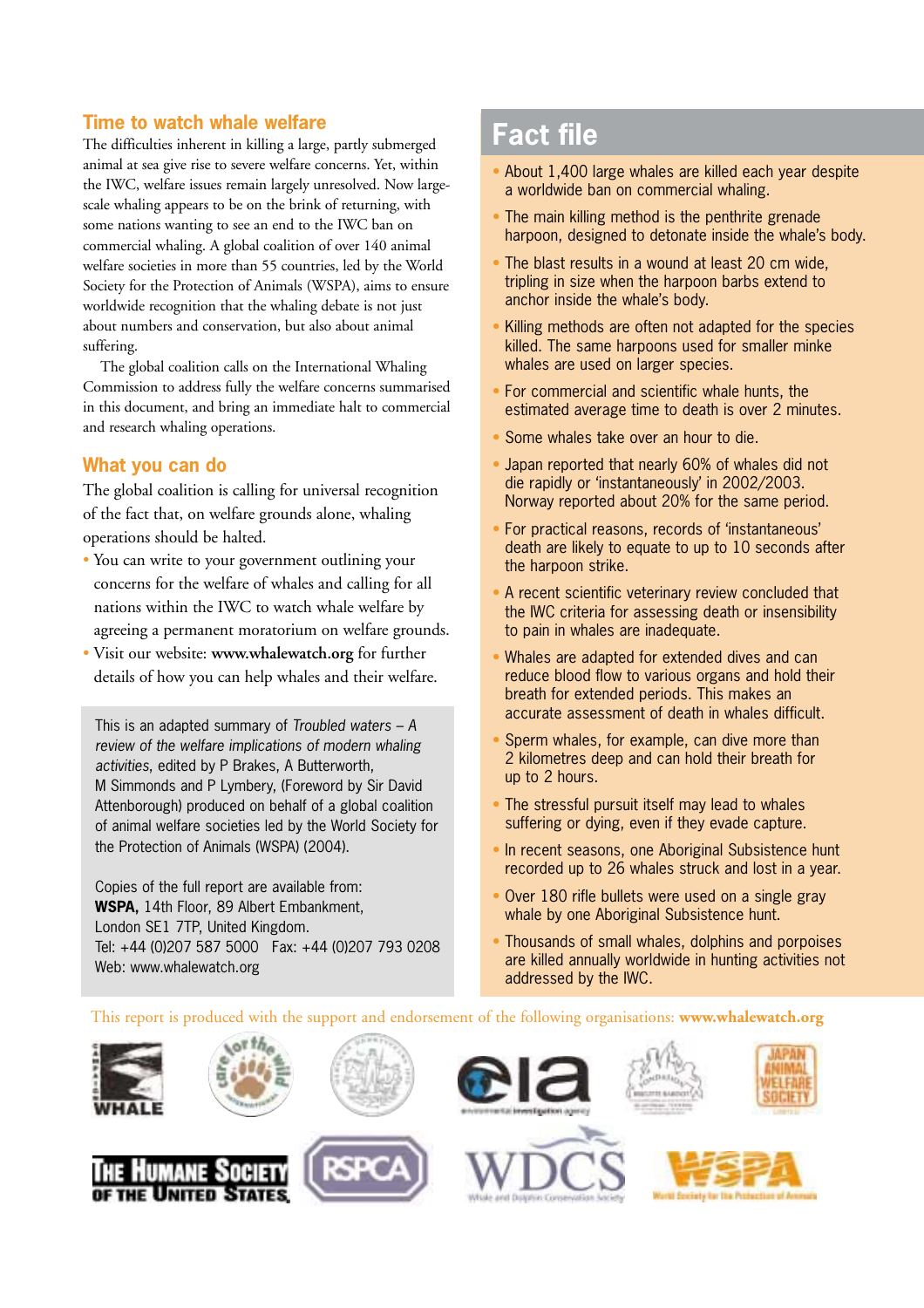## Time to watch whale welfare

The difficulties inherent in killing a large, partly submerged animal at sea give rise to severe welfare concerns. Yet, within the IWC, welfare issues remain largely unresolved. Now large-scale whaling appears to be on the brink of returning, with some nations wanting to see an end to the IWC ban on commercial whaling. A global coalition of over 140 animal welfare societies in more than 55 countries, led by the World Society for the Protection of Animals (WSPA), aims to ensure worldwide recognition that the whaling debate is not just about numbers and conservation, but also about animal suffering.

The global coalition calls on the International Whaling Commission to address fully the welfare concerns summarised in this document, and bring an immediate halt to commercial and research whaling operations.

## What you can do

The global coalition is calling for universal recognition of the fact that, on welfare grounds alone, whaling operations should be halted.

- You can write to your government outlining your concerns for the welfare of whales and calling for all nations within the IWC to watch whale welfare by agreeing a permanent moratorium on welfare grounds.
- Visit our website: **www.whalewatch.org** for further details of how you can help whales and their welfare.

This is an adapted summary of *Troubled waters – A review of the welfare implications of modern whaling activities*, edited by P Brakes, A Butterworth, M Simmonds and P Lymbery, (Foreword by Sir David Attenborough) produced on behalf of a global coalition of animal welfare societies led by the World Society for the Protection of Animals (WSPA) (2004).

Copies of the full report are available from:
**WSPA,** 14th Floor, 89 Albert Embankment, London SE1 7TP, United Kingdom.
Tel: +44 (0)207 587 5000 Fax: +44 (0)207 793 0208
Web: www.whalewatch.org

## Fact file

- About 1,400 large whales are killed each year despite a worldwide ban on commercial whaling.
- The main killing method is the penthrite grenade harpoon, designed to detonate inside the whale's body.
- The blast results in a wound at least 20 cm wide, tripling in size when the harpoon barbs extend to anchor inside the whale's body.
- Killing methods are often not adapted for the species killed. The same harpoons used for smaller minke whales are used on larger species.
- For commercial and scientific whale hunts, the estimated average time to death is over 2 minutes.
- Some whales take over an hour to die.
- Japan reported that nearly 60% of whales did not die rapidly or 'instantaneously' in 2002/2003. Norway reported about 20% for the same period.
- For practical reasons, records of 'instantaneous' death are likely to equate to up to 10 seconds after the harpoon strike.
- A recent scientific veterinary review concluded that the IWC criteria for assessing death or insensibility to pain in whales are inadequate.
- Whales are adapted for extended dives and can reduce blood flow to various organs and hold their breath for extended periods. This makes an accurate assessment of death in whales difficult.
- Sperm whales, for example, can dive more than 2 kilometres deep and can hold their breath for up to 2 hours.
- The stressful pursuit itself may lead to whales suffering or dying, even if they evade capture.
- In recent seasons, one Aboriginal Subsistence hunt recorded up to 26 whales struck and lost in a year.
- Over 180 rifle bullets were used on a single gray whale by one Aboriginal Subsistence hunt.
- Thousands of small whales, dolphins and porpoises are killed annually worldwide in hunting activities not addressed by the IWC.

This report is produced with the support and endorsement of the following organisations: **www.whalewatch.org**

Campaign Whale · Care for the Wild International · eia environmental investigation agency · Japan Animal Welfare Society · The Humane Society of the United States · RSPCA · WDCS Whale and Dolphin Conservation Society · WSPA World Society for the Protection of Animals